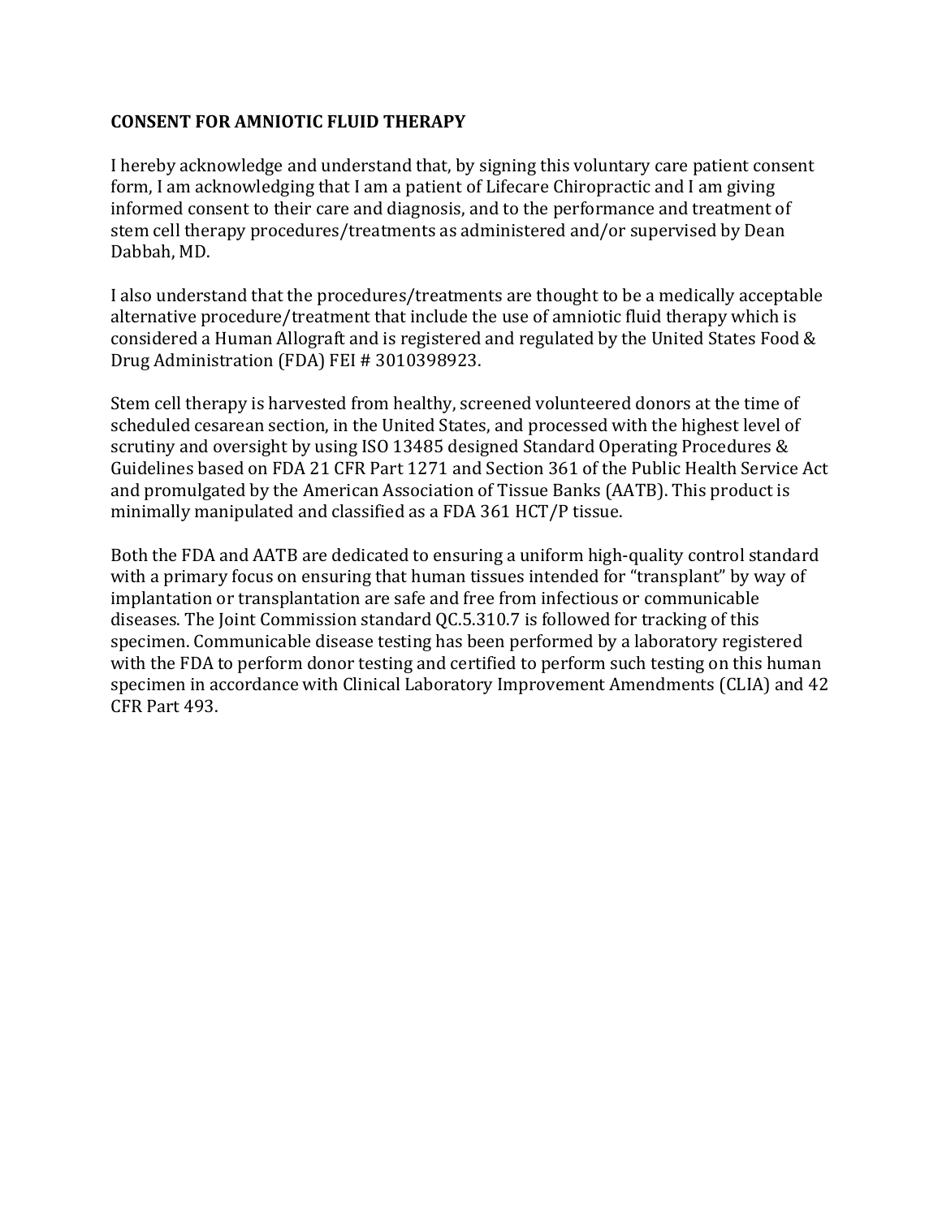**CONSENT FOR AMNIOTIC FLUID THERAPY**

I hereby acknowledge and understand that, by signing this voluntary care patient consent form, I am acknowledging that I am a patient of Lifecare Chiropractic and I am giving informed consent to their care and diagnosis, and to the performance and treatment of stem cell therapy procedures/treatments as administered and/or supervised by Dean Dabbah, MD.

I also understand that the procedures/treatments are thought to be a medically acceptable alternative procedure/treatment that include the use of amniotic fluid therapy which is considered a Human Allograft and is registered and regulated by the United States Food & Drug Administration (FDA) FEI # 3010398923.

Stem cell therapy is harvested from healthy, screened volunteered donors at the time of scheduled cesarean section, in the United States, and processed with the highest level of scrutiny and oversight by using ISO 13485 designed Standard Operating Procedures & Guidelines based on FDA 21 CFR Part 1271 and Section 361 of the Public Health Service Act and promulgated by the American Association of Tissue Banks (AATB). This product is minimally manipulated and classified as a FDA 361 HCT/P tissue.

Both the FDA and AATB are dedicated to ensuring a uniform high-quality control standard with a primary focus on ensuring that human tissues intended for "transplant" by way of implantation or transplantation are safe and free from infectious or communicable diseases. The Joint Commission standard QC.5.310.7 is followed for tracking of this specimen. Communicable disease testing has been performed by a laboratory registered with the FDA to perform donor testing and certified to perform such testing on this human specimen in accordance with Clinical Laboratory Improvement Amendments (CLIA) and 42 CFR Part 493.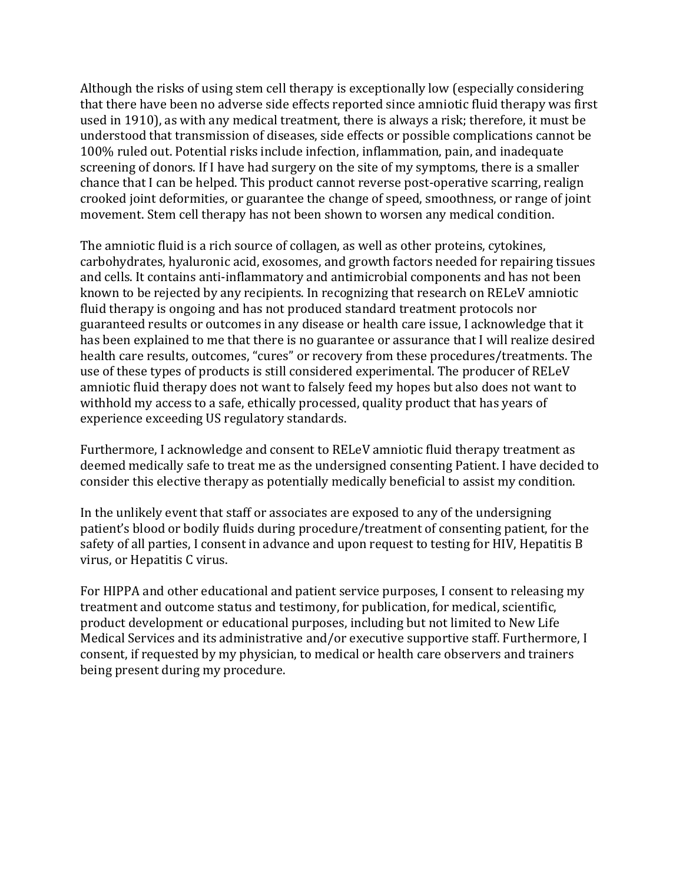Although the risks of using stem cell therapy is exceptionally low (especially considering that there have been no adverse side effects reported since amniotic fluid therapy was first used in 1910), as with any medical treatment, there is always a risk; therefore, it must be understood that transmission of diseases, side effects or possible complications cannot be 100% ruled out. Potential risks include infection, inflammation, pain, and inadequate screening of donors. If I have had surgery on the site of my symptoms, there is a smaller chance that I can be helped. This product cannot reverse post-operative scarring, realign crooked joint deformities, or guarantee the change of speed, smoothness, or range of joint movement. Stem cell therapy has not been shown to worsen any medical condition.

The amniotic fluid is a rich source of collagen, as well as other proteins, cytokines, carbohydrates, hyaluronic acid, exosomes, and growth factors needed for repairing tissues and cells. It contains anti-inflammatory and antimicrobial components and has not been known to be rejected by any recipients. In recognizing that research on RELeV amniotic fluid therapy is ongoing and has not produced standard treatment protocols nor guaranteed results or outcomes in any disease or health care issue, I acknowledge that it has been explained to me that there is no guarantee or assurance that I will realize desired health care results, outcomes, "cures" or recovery from these procedures/treatments. The use of these types of products is still considered experimental. The producer of RELeV amniotic fluid therapy does not want to falsely feed my hopes but also does not want to withhold my access to a safe, ethically processed, quality product that has years of experience exceeding US regulatory standards.

Furthermore, I acknowledge and consent to RELeV amniotic fluid therapy treatment as deemed medically safe to treat me as the undersigned consenting Patient. I have decided to consider this elective therapy as potentially medically beneficial to assist my condition.

In the unlikely event that staff or associates are exposed to any of the undersigning patient's blood or bodily fluids during procedure/treatment of consenting patient, for the safety of all parties, I consent in advance and upon request to testing for HIV, Hepatitis B virus, or Hepatitis C virus.

For HIPPA and other educational and patient service purposes, I consent to releasing my treatment and outcome status and testimony, for publication, for medical, scientific, product development or educational purposes, including but not limited to New Life Medical Services and its administrative and/or executive supportive staff. Furthermore, I consent, if requested by my physician, to medical or health care observers and trainers being present during my procedure.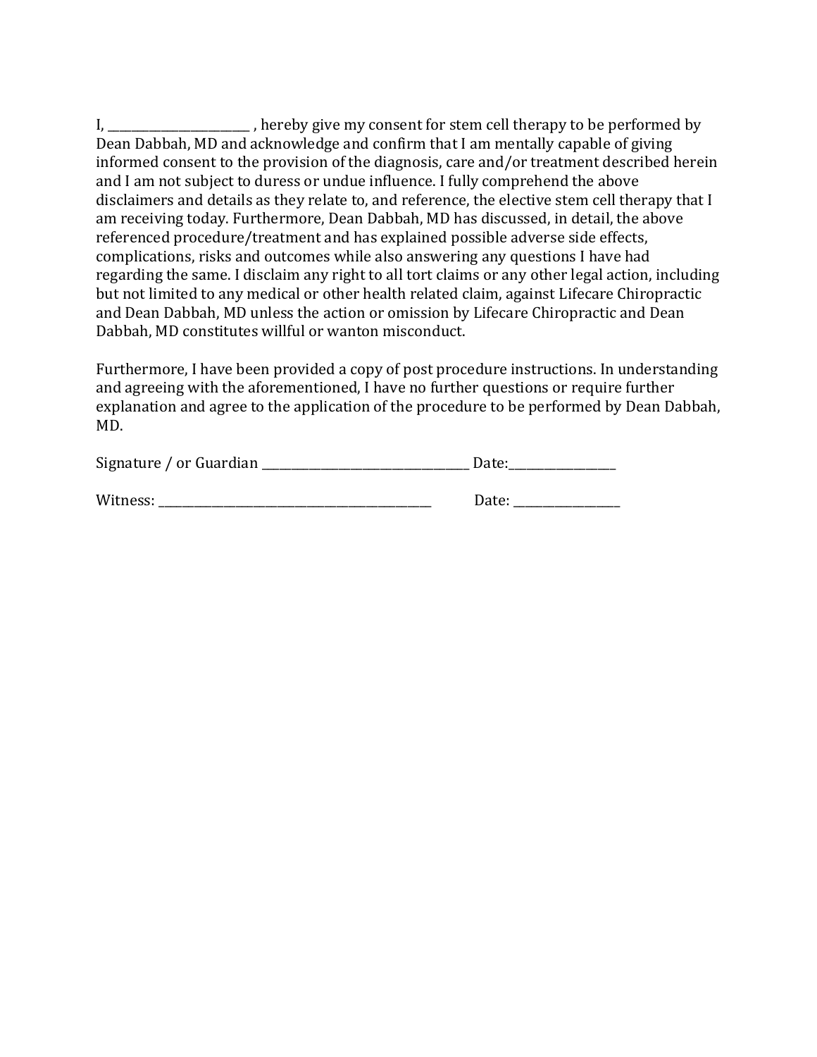I, ________________________ , hereby give my consent for stem cell therapy to be performed by Dean Dabbah, MD and acknowledge and confirm that I am mentally capable of giving informed consent to the provision of the diagnosis, care and/or treatment described herein and I am not subject to duress or undue influence. I fully comprehend the above disclaimers and details as they relate to, and reference, the elective stem cell therapy that I am receiving today. Furthermore, Dean Dabbah, MD has discussed, in detail, the above referenced procedure/treatment and has explained possible adverse side effects, complications, risks and outcomes while also answering any questions I have had regarding the same. I disclaim any right to all tort claims or any other legal action, including but not limited to any medical or other health related claim, against Lifecare Chiropractic and Dean Dabbah, MD unless the action or omission by Lifecare Chiropractic and Dean Dabbah, MD constitutes willful or wanton misconduct.

Furthermore, I have been provided a copy of post procedure instructions. In understanding and agreeing with the aforementioned, I have no further questions or require further explanation and agree to the application of the procedure to be performed by Dean Dabbah, MD.

Signature / or Guardian ___________________________________ Date:__________________

Witness: ________________________________________________ Date: __________________